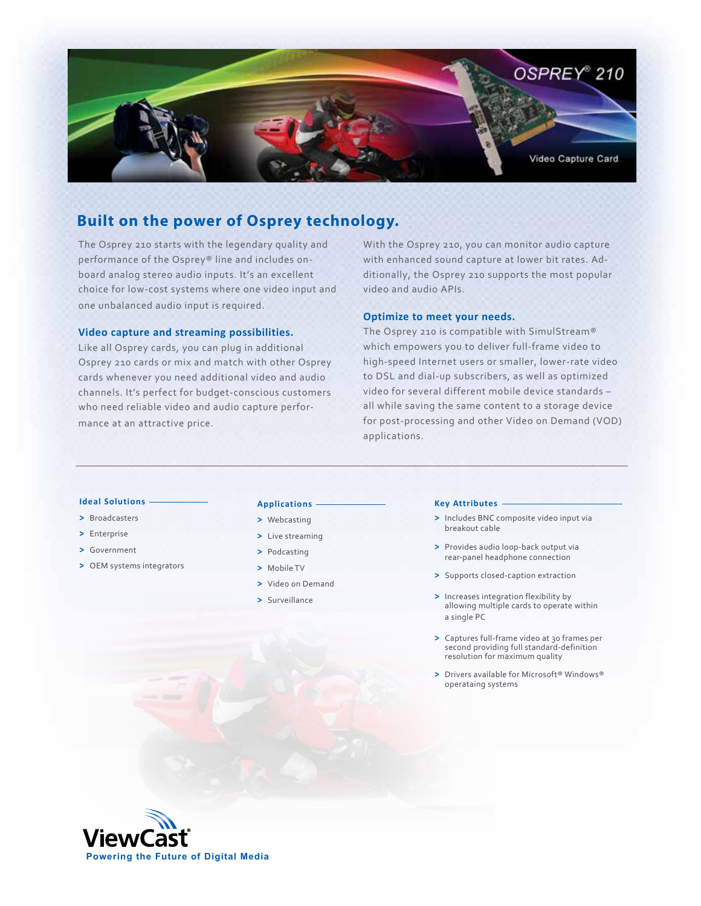# OSPREY® 210

Video Capture Card

## Built on the power of Osprey technology.

The Osprey 210 starts with the legendary quality and performance of the Osprey® line and includes on-board analog stereo audio inputs. It's an excellent choice for low-cost systems where one video input and one unbalanced audio input is required.

### Video capture and streaming possibilities.

Like all Osprey cards, you can plug in additional Osprey 210 cards or mix and match with other Osprey cards whenever you need additional video and audio channels. It's perfect for budget-conscious customers who need reliable video and audio capture performance at an attractive price.

With the Osprey 210, you can monitor audio capture with enhanced sound capture at lower bit rates. Additionally, the Osprey 210 supports the most popular video and audio APIs.

### Optimize to meet your needs.

The Osprey 210 is compatible with SimulStream® which empowers you to deliver full-frame video to high-speed Internet users or smaller, lower-rate video to DSL and dial-up subscribers, as well as optimized video for several different mobile device standards – all while saving the same content to a storage device for post-processing and other Video on Demand (VOD) applications.

---

#### Ideal Solutions

- Broadcasters
- Enterprise
- Government
- OEM systems integrators

#### Applications

- Webcasting
- Live streaming
- Podcasting
- Mobile TV
- Video on Demand
- Surveillance

#### Key Attributes

- Includes BNC composite video input via breakout cable
- Provides audio loop-back output via rear-panel headphone connection
- Supports closed-caption extraction
- Increases integration flexibility by allowing multiple cards to operate within a single PC
- Captures full-frame video at 30 frames per second providing full standard-definition resolution for maximum quality
- Drivers available for Microsoft® Windows® operataing systems

ViewCast®

Powering the Future of Digital Media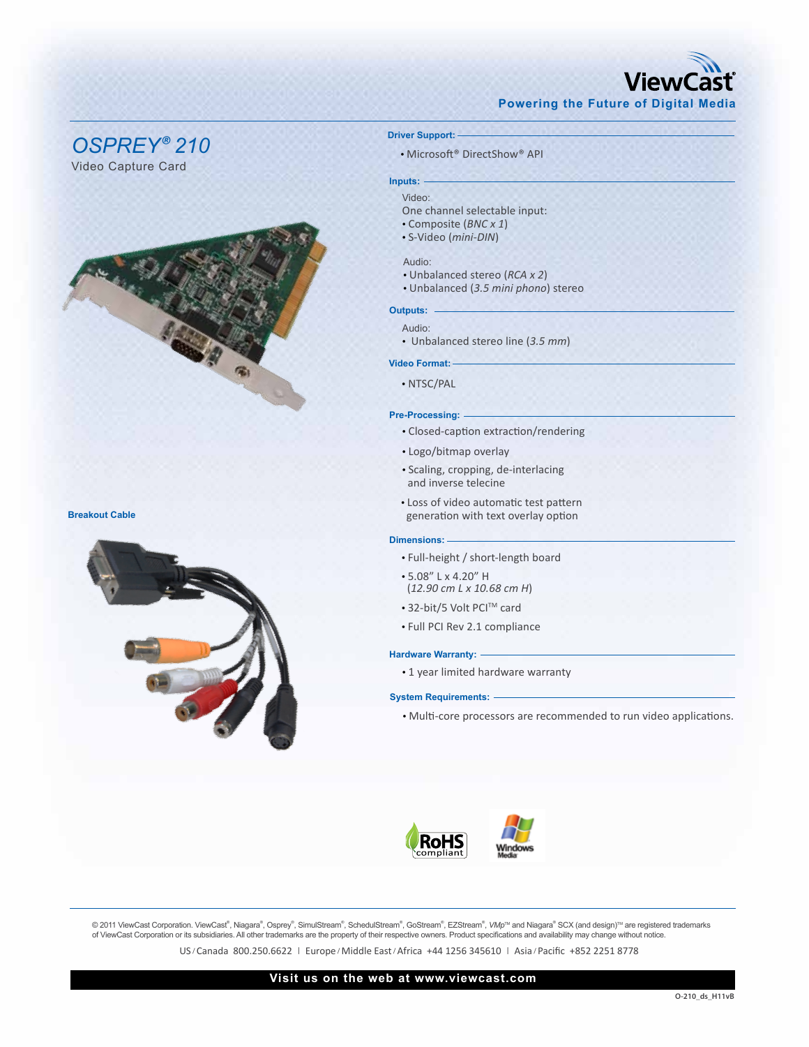ViewCast

**Powering the Future of Digital Media**

# *OSPREY® 210*

Video Capture Card

**Breakout Cable**

**Driver Support:**

- Microsoft® DirectShow® API

**Inputs:**

Video:
One channel selectable input:
- Composite (*BNC x 1*)
- S-Video (*mini-DIN*)

Audio:
- Unbalanced stereo (*RCA x 2*)
- Unbalanced (*3.5 mini phono*) stereo

**Outputs:**

Audio:
- Unbalanced stereo line (*3.5 mm*)

**Video Format:**

- NTSC/PAL

**Pre-Processing:**

- Closed-caption extraction/rendering
- Logo/bitmap overlay
- Scaling, cropping, de-interlacing and inverse telecine
- Loss of video automatic test pattern generation with text overlay option

**Dimensions:**

- Full-height / short-length board
- 5.08" L x 4.20" H (*12.90 cm L x 10.68 cm H*)
- 32-bit/5 Volt PCI™ card
- Full PCI Rev 2.1 compliance

**Hardware Warranty:**

- 1 year limited hardware warranty

**System Requirements:**

- Multi-core processors are recommended to run video applications.

RoHS compliant

Windows Media

© 2011 ViewCast Corporation. ViewCast®, Niagara®, Osprey®, SimulStream®, SchedulStream®, GoStream®, EZStream®, *VMp*™ and Niagara® SCX (and design)™ are registered trademarks of ViewCast Corporation or its subsidiaries. All other trademarks are the property of their respective owners. Product specifications and availability may change without notice.

US / Canada 800.250.6622 | Europe / Middle East / Africa +44 1256 345610 | Asia / Pacific +852 2251 8778

**Visit us on the web at www.viewcast.com**

O-210_ds_H11vB